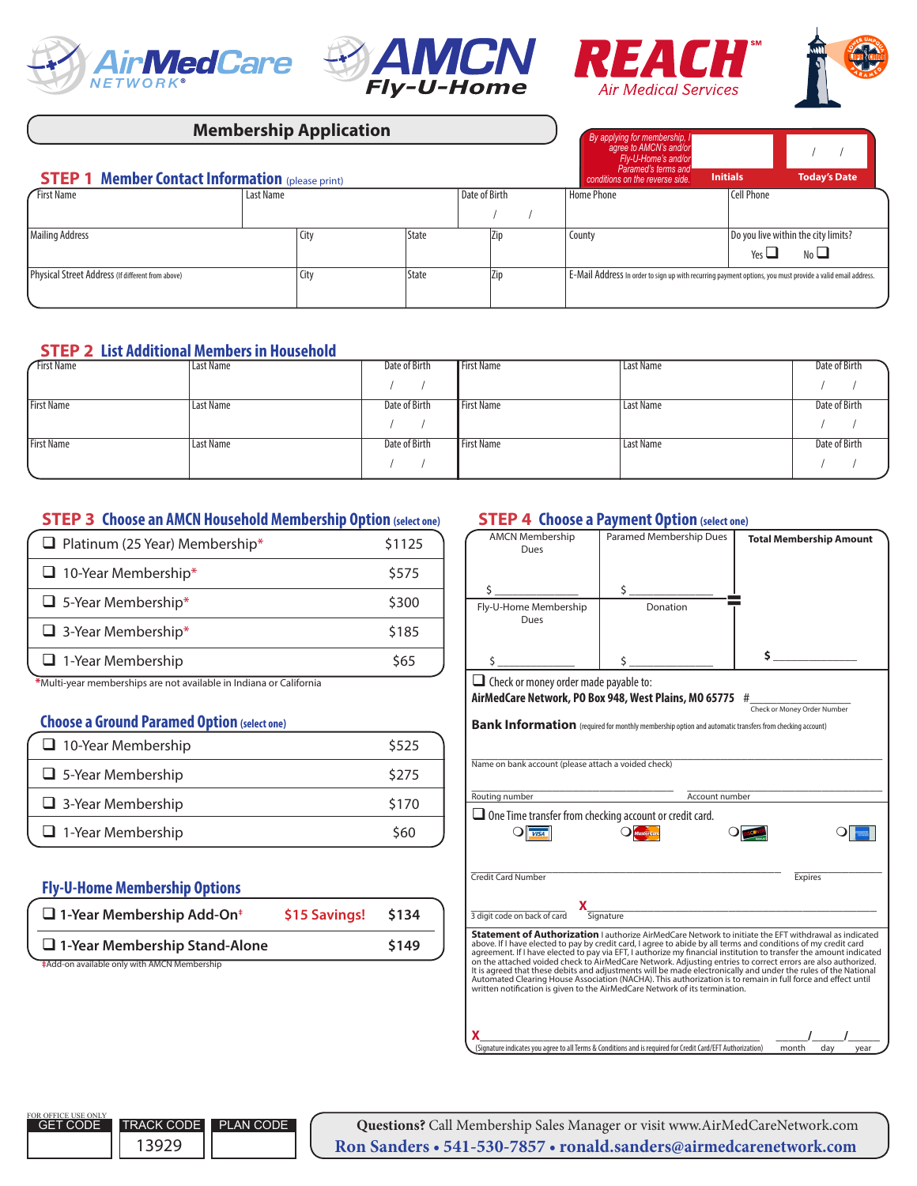AirMedCare NETWORK® | AMCN Fly-U-Home | REACH℠ Air Medical Services | LIFE LINE PARAMEDS

## Membership Application

*By applying for membership, I agree to AMCN's and/or Fly-U-Home's and/or Paramed's terms and conditions on the reverse side.*

| Initials | Today's Date |
|---|---|
| | / / |

### STEP 1 Member Contact Information (please print)

| First Name | Last Name | Date of Birth | Home Phone | Cell Phone |
|---|---|---|---|---|
| | | / / | | |

| Mailing Address | City | State | Zip | County | Do you live within the city limits? |
|---|---|---|---|---|---|
| | | | | | Yes ☐ No ☐ |

| Physical Street Address (If different from above) | City | State | Zip | E-Mail Address In order to sign up with recurring payment options, you must provide a valid email address. |
|---|---|---|---|---|
| | | | | |

### STEP 2 List Additional Members in Household

| First Name | Last Name | Date of Birth | First Name | Last Name | Date of Birth |
|---|---|---|---|---|---|
| | | / / | | | / / |
| | | / / | | | / / |
| | | / / | | | / / |

### STEP 3 Choose an AMCN Household Membership Option (select one)

| Option | Price |
|---|---|
| ☐ Platinum (25 Year) Membership* | $1125 |
| ☐ 10-Year Membership* | $575 |
| ☐ 5-Year Membership* | $300 |
| ☐ 3-Year Membership* | $185 |
| ☐ 1-Year Membership | $65 |

*Multi-year memberships are not available in Indiana or California

#### Choose a Ground Paramed Option (select one)

| Option | Price |
|---|---|
| ☐ 10-Year Membership | $525 |
| ☐ 5-Year Membership | $275 |
| ☐ 3-Year Membership | $170 |
| ☐ 1-Year Membership | $60 |

#### Fly-U-Home Membership Options

| Option | | Price |
|---|---|---|
| ☐ 1-Year Membership Add-On‡ | $15 Savings! | $134 |
| ☐ 1-Year Membership Stand-Alone | | $149 |

‡Add-on available only with AMCN Membership

### STEP 4 Choose a Payment Option (select one)

| AMCN Membership Dues | Paramed Membership Dues | Total Membership Amount |
|---|---|---|
| $ ________ | $ ________ | |
| **Fly-U-Home Membership Dues** | **Donation** | |
| $ ________ | $ ________ | = $ ________ |

☐ Check or money order made payable to:
**AirMedCare Network, PO Box 948, West Plains, MO 65775** # ____________ Check or Money Order Number

**Bank Information** (required for monthly membership option and automatic transfers from checking account)

Name on bank account (please attach a voided check) ____________

Routing number ____________ Account number ____________

☐ One Time transfer from checking account or credit card.

○ VISA ○ MasterCard ○ Discover ○ American Express

Credit Card Number ____________ Expires ____________

3 digit code on back of card ____________ **X** Signature ____________

**Statement of Authorization** I authorize AirMedCare Network to initiate the EFT withdrawal as indicated above. If I have elected to pay by credit card, I agree to abide by all terms and conditions of my credit card agreement. If I have elected to pay via EFT, I authorize my financial institution to transfer the amount indicated on the attached voided check to AirMedCare Network. Adjusting entries to correct errors are also authorized. It is agreed that these debits and adjustments will be made electronically and under the rules of the National Automated Clearing House Association (NACHA). This authorization is to remain in full force and effect until written notification is given to the AirMedCare Network of its termination.

**X** ____________ ____/____/____
(Signature indicates you agree to all Terms & Conditions and is required for Credit Card/EFT Authorization) month day year

FOR OFFICE USE ONLY

| GET CODE | TRACK CODE | PLAN CODE |
|---|---|---|
| | 13929 | |

**Questions?** Call Membership Sales Manager or visit www.AirMedCareNetwork.com
**Ron Sanders • 541-530-7857 • ronald.sanders@airmedcarenetwork.com**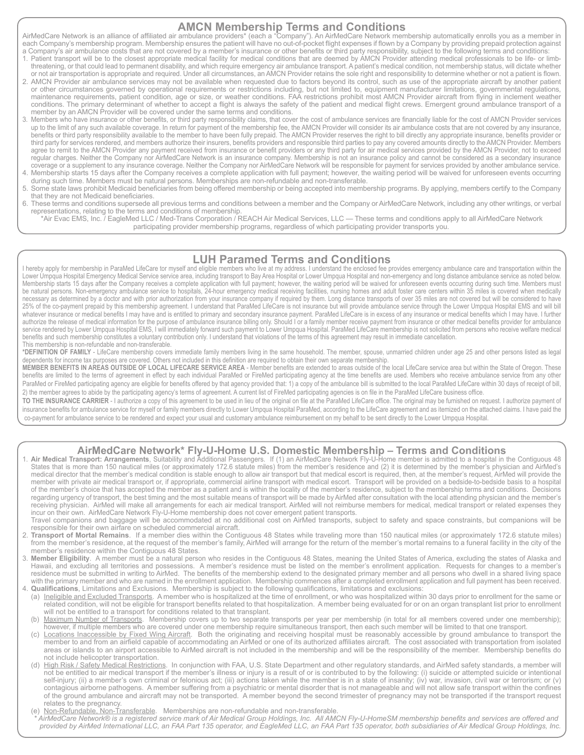## AMCN Membership Terms and Conditions

AirMedCare Network is an alliance of affiliated air ambulance providers* (each a "Company"). An AirMedCare Network membership automatically enrolls you as a member in each Company's membership program. Membership ensures the patient will have no out-of-pocket flight expenses if flown by a Company by providing prepaid protection against a Company's air ambulance costs that are not covered by a member's insurance or other benefits or third party responsibility, subject to the following terms and conditions:

1. Patient transport will be to the closest appropriate medical facility for medical conditions that are deemed by AMCN Provider attending medical professionals to be life- or limb-threatening, or that could lead to permanent disability, and which require emergency air ambulance transport. A patient's medical condition, not membership status, will dictate whether or not air transportation is appropriate and required. Under all circumstances, an AMCN Provider retains the sole right and responsibility to determine whether or not a patient is flown.
2. AMCN Provider air ambulance services may not be available when requested due to factors beyond its control, such as use of the appropriate aircraft by another patient or other circumstances governed by operational requirements or restrictions including, but not limited to, equipment manufacturer limitations, governmental regulations, maintenance requirements, patient condition, age or size, or weather conditions. FAA restrictions prohibit most AMCN Provider aircraft from flying in inclement weather conditions. The primary determinant of whether to accept a flight is always the safety of the patient and medical flight crews. Emergent ground ambulance transport of a member by an AMCN Provider will be covered under the same terms and conditions.
3. Members who have insurance or other benefits, or third party responsibility claims, that cover the cost of ambulance services are financially liable for the cost of AMCN Provider services up to the limit of any such available coverage. In return for payment of the membership fee, the AMCN Provider will consider its air ambulance costs that are not covered by any insurance, benefits or third party responsibility available to the member to have been fully prepaid. The AMCN Provider reserves the right to bill directly any appropriate insurance, benefits provider or third party for services rendered, and members authorize their insurers, benefits providers and responsible third parties to pay any covered amounts directly to the AMCN Provider. Members agree to remit to the AMCN Provider any payment received from insurance or benefit providers or any third party for air medical services provided by the AMCN Provider, not to exceed regular charges. Neither the Company nor AirMedCare Network is an insurance company. Membership is not an insurance policy and cannot be considered as a secondary insurance coverage or a supplement to any insurance coverage. Neither the Company nor AirMedCare Network will be responsible for payment for services provided by another ambulance service.
4. Membership starts 15 days after the Company receives a complete application with full payment; however, the waiting period will be waived for unforeseen events occurring during such time. Members must be natural persons. Memberships are non-refundable and non-transferable.
5. Some state laws prohibit Medicaid beneficiaries from being offered membership or being accepted into membership programs. By applying, members certify to the Company that they are not Medicaid beneficiaries.
6. These terms and conditions supersede all previous terms and conditions between a member and the Company or AirMedCare Network, including any other writings, or verbal representations, relating to the terms and conditions of membership.

*Air Evac EMS, Inc. / EagleMed LLC / Med-Trans Corporation / REACH Air Medical Services, LLC — These terms and conditions apply to all AirMedCare Network participating provider membership programs, regardless of which participating provider transports you.

## LUH Paramed Terms and Conditions

I hereby apply for membership in ParaMed LifeCare tor myself and eligible members who live at my address. I understand the enclosed fee provides emergency ambulance care and transportation within the Lower Umpqua Hospital Emergency Medical Service service area, including transport to Bay Area Hospital or Lower Umpqua Hospital and non-emergency and long distance ambulance service as noted below. Membership starts 15 days after the Company receives a complete application with full payment; however, the waiting period will be waived for unforeseen events occurring during such time. Members must be natural persons. Non-emergency ambulance service to hospitals, 24-hour emergency medical receiving facilities, nursing homes and adult foster care centers within 35 miles is covered when medically necessary as determined by a doctor and with prior authorization from your insurance company if required by them. Long distance transports of over 35 miles are not covered but will be considered to have 25% of the co-payment prepaid by this membership agreement. I understand that ParaMed LifeCare is not insurance but will provide ambulance service through the Lower Umpqua Hospital EMS and will bill whatever insurance or medical benefits I may have and is entitled to primary and secondary insurance payment. ParaMed LifeCare is in excess of any insurance or medical benefits which I may have. I further authorize the release of medical information for the purpose of ambulance insurance billing only. Should I or a family member receive payment from insurance or other medical benefits provider for ambulance service rendered by Lower Umpqua Hospital EMS, I will immediately forward such payment to Lower Umpqua Hospital. ParaMed LifeCare membership is not solicited from persons who receive welfare medical benefits and such membership constitutes a voluntary contribution only. I understand that violations of the terms of this agreement may result in immediate cancellation.

This membership is non-refundable and non-transferable.

**\*DEFINITION OF FAMILY** - LifeCare membership covers immediate family members living in the same household. The member, spouse, unmarried children under age 25 and other persons listed as legal dependents for income tax purposes are covered. Others not included in this definition are required to obtain their own separate membership.

**MEMBER BENEFITS IN AREAS OUTSIDE OF LOCAL LIFECARE SERVICE AREA** - Member benefits are extended to areas outside of the local LifeCare service area but within the State of Oregon. These benefits are limited to the terms of agreement in effect by each individual ParaMed or FireMed participating agency at the time benefits are used. Members who receive ambulance service from any other ParaMed or FireMed participating agency are eligible for benefits offered by that agency provided that: 1) a copy of the ambulance bill is submitted to the local ParaMed LifeCare within 30 days of receipt of bill, 2) the member agrees to abide by the participating agency's terms of agreement. A current list of FireMed participating agencies is on file in the ParaMed LifeCare business office.

**TO THE INSURANCE CARRIER** - I authorize a copy of this agreement to be used in lieu of the original on file at the ParaMed LifeCare office. The original may be furnished on request. I authorize payment of insurance benefits for ambulance service for myself or family members directly to Lower Umpqua Hospital ParaMed, according to the LifeCare agreement and as itemized on the attached claims. I have paid the co-payment for ambulance service to be rendered and expect your usual and customary ambulance reimbursement on my behalf to be sent directly to the Lower Umpqua Hospital.

## AirMedCare Network* Fly-U-Home U.S. Domestic Membership – Terms and Conditions

1. **Air Medical Transport: Arrangements**, Suitability and Additional Passengers. If (1) an AirMedCare Network Fly-U-Home member is admitted to a hospital in the Contiguous 48 States that is more than 150 nautical miles (or approximately 172.6 statute miles) from the member's residence and (2) it is determined by the member's physician and AirMed's medical director that the member's medical condition is stable enough to allow air transport but that medical escort is required, then, at the member's request, AirMed will provide the member with private air medical transport or, if appropriate, commercial airline transport with medical escort. Transport will be provided on a bedside-to-bedside basis to a hospital of the member's choice that has accepted the member as a patient and is within the locality of the member's residence, subject to the membership terms and conditions. Decisions regarding urgency of transport, the best timing and the most suitable means of transport will be made by AirMed after consultation with the local attending physician and the member's receiving physician. AirMed will make all arrangements for each air medical transport. AirMed will not reimburse members for medical, medical transport or related expenses they incur on their own. AirMedCare Network Fly-U-Home membership does not cover emergent patient transports.
   Travel companions and baggage will be accommodated at no additional cost on AirMed transports, subject to safety and space constraints, but companions will be responsible for their own airfare on scheduled commercial aircraft.
2. **Transport of Mortal Remains**. If a member dies within the Contiguous 48 States while traveling more than 150 nautical miles (or approximately 172.6 statute miles) from the member's residence, at the request of the member's family, AirMed will arrange for the return of the member's mortal remains to a funeral facility in the city of the member's residence within the Contiguous 48 States.
3. **Member Eligibility**. A member must be a natural person who resides in the Contiguous 48 States, meaning the United States of America, excluding the states of Alaska and Hawaii, and excluding all territories and possessions. A member's residence must be listed on the member's enrollment application. Requests for changes to a member's residence must be submitted in writing to AirMed. The benefits of the membership extend to the designated primary member and all persons who dwell in a shared living space with the primary member and who are named in the enrollment application. Membership commences after a completed enrollment application and full payment has been received.
4. **Qualifications**, Limitations and Exclusions. Membership is subject to the following qualifications, limitations and exclusions:
   (a) Ineligible and Excluded Transports. A member who is hospitalized at the time of enrollment, or who was hospitalized within 30 days prior to enrollment for the same or related condition, will not be eligible for transport benefits related to that hospitalization. A member being evaluated for or on an organ transplant list prior to enrollment will not be entitled to a transport for conditions related to that transplant.
   (b) Maximum Number of Transports. Membership covers up to two separate transports per year per membership (in total for all members covered under one membership); however, if multiple members who are covered under one membership require simultaneous transport, then each such member will be limited to that one transport.
   (c) Locations Inaccessible by Fixed Wing Aircraft. Both the originating and receiving hospital must be reasonably accessible by ground ambulance to transport the member to and from an airfield capable of accommodating an AirMed or one of its authorized affiliates aircraft. The cost associated with transportation from isolated areas or islands to an airport accessible to AirMed aircraft is not included in the membership and will be the responsibility of the member. Membership benefits do not include helicopter transportation.
   (d) High Risk / Safety Medical Restrictions. In conjunction with FAA, U.S. State Department and other regulatory standards, and AirMed safety standards, a member will not be entitled to air medical transport if the member's illness or injury is a result of or is contributed to by the following: (i) suicide or attempted suicide or intentional self-injury; (ii) a member's own criminal or felonious act; (iii) actions taken while the member is in a state of insanity; (iv) war, invasion, civil war or terrorism; or (v) contagious airborne pathogens. A member suffering from a psychiatric or mental disorder that is not manageable and will not allow safe transport within the confines of the ground ambulance and aircraft may not be transported. A member beyond the second trimester of pregnancy may not be transported if the transport request relates to the pregnancy.
   (e) Non-Refundable, Non-Transferable. Memberships are non-refundable and non-transferable.

*\* AirMedCare Network® is a registered service mark of Air Medical Group Holdings, Inc. All AMCN Fly-U-HomeSM membership benefits and services are offered and provided by AirMed International LLC, an FAA Part 135 operator, and EagleMed LLC, an FAA Part 135 operator, both subsidiaries of Air Medical Group Holdings, Inc.*